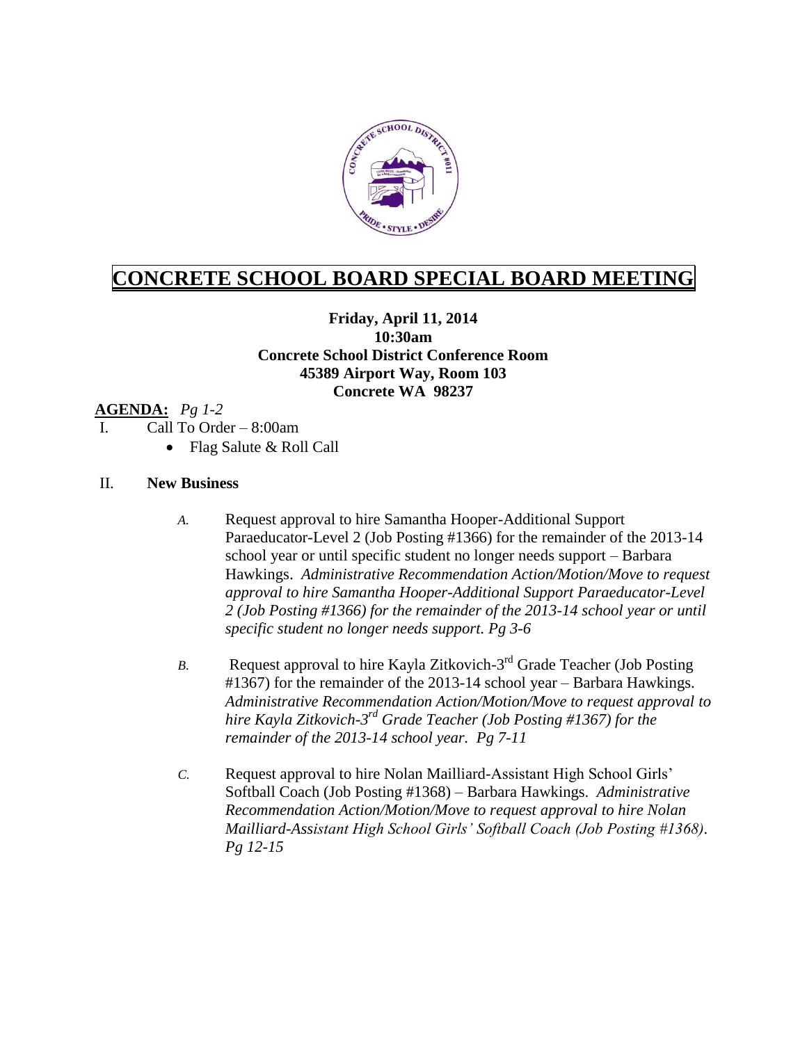# CONCRETE SCHOOL BOARD SPECIAL BOARD MEETING

**Friday, April 11, 2014**
**10:30am**
**Concrete School District Conference Room**
**45389 Airport Way, Room 103**
**Concrete WA 98237**

**AGENDA:** *Pg 1-2*

I. Call To Order – 8:00am
- Flag Salute & Roll Call

II. **New Business**

*A.* Request approval to hire Samantha Hooper-Additional Support Paraeducator-Level 2 (Job Posting #1366) for the remainder of the 2013-14 school year or until specific student no longer needs support – Barbara Hawkings. *Administrative Recommendation Action/Motion/Move to request approval to hire Samantha Hooper-Additional Support Paraeducator-Level 2 (Job Posting #1366) for the remainder of the 2013-14 school year or until specific student no longer needs support. Pg 3-6*

*B.* Request approval to hire Kayla Zitkovich-3rd Grade Teacher (Job Posting #1367) for the remainder of the 2013-14 school year – Barbara Hawkings. *Administrative Recommendation Action/Motion/Move to request approval to hire Kayla Zitkovich-3rd Grade Teacher (Job Posting #1367) for the remainder of the 2013-14 school year. Pg 7-11*

*C.* Request approval to hire Nolan Mailliard-Assistant High School Girls' Softball Coach (Job Posting #1368) – Barbara Hawkings. *Administrative Recommendation Action/Motion/Move to request approval to hire Nolan Mailliard-Assistant High School Girls' Softball Coach (Job Posting #1368). Pg 12-15*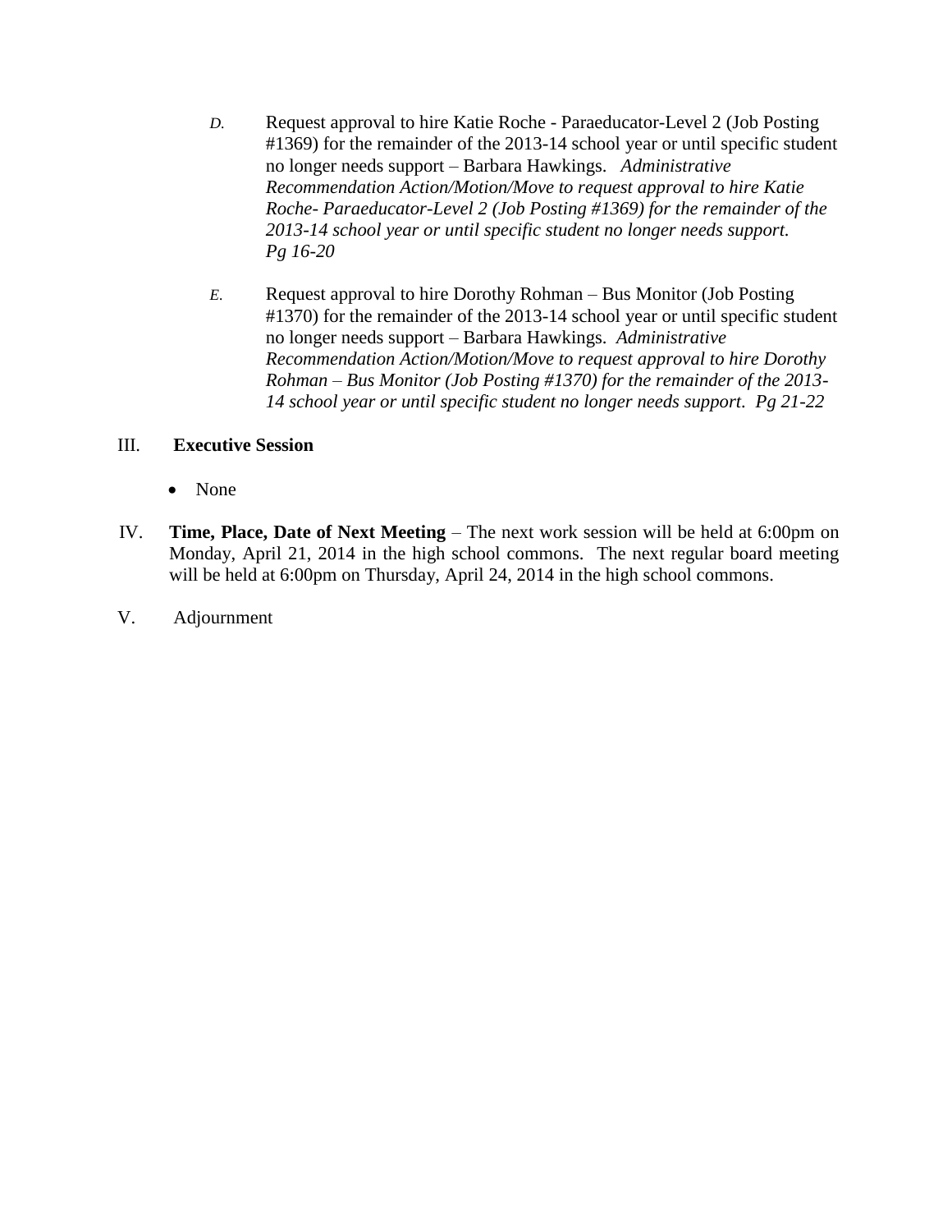*D.* Request approval to hire Katie Roche - Paraeducator-Level 2 (Job Posting #1369) for the remainder of the 2013-14 school year or until specific student no longer needs support – Barbara Hawkings. *Administrative Recommendation Action/Motion/Move to request approval to hire Katie Roche- Paraeducator-Level 2 (Job Posting #1369) for the remainder of the 2013-14 school year or until specific student no longer needs support. Pg 16-20*

*E.* Request approval to hire Dorothy Rohman – Bus Monitor (Job Posting #1370) for the remainder of the 2013-14 school year or until specific student no longer needs support – Barbara Hawkings. *Administrative Recommendation Action/Motion/Move to request approval to hire Dorothy Rohman – Bus Monitor (Job Posting #1370) for the remainder of the 2013-14 school year or until specific student no longer needs support. Pg 21-22*

III. **Executive Session**

- None

IV. **Time, Place, Date of Next Meeting** – The next work session will be held at 6:00pm on Monday, April 21, 2014 in the high school commons. The next regular board meeting will be held at 6:00pm on Thursday, April 24, 2014 in the high school commons.

V. Adjournment